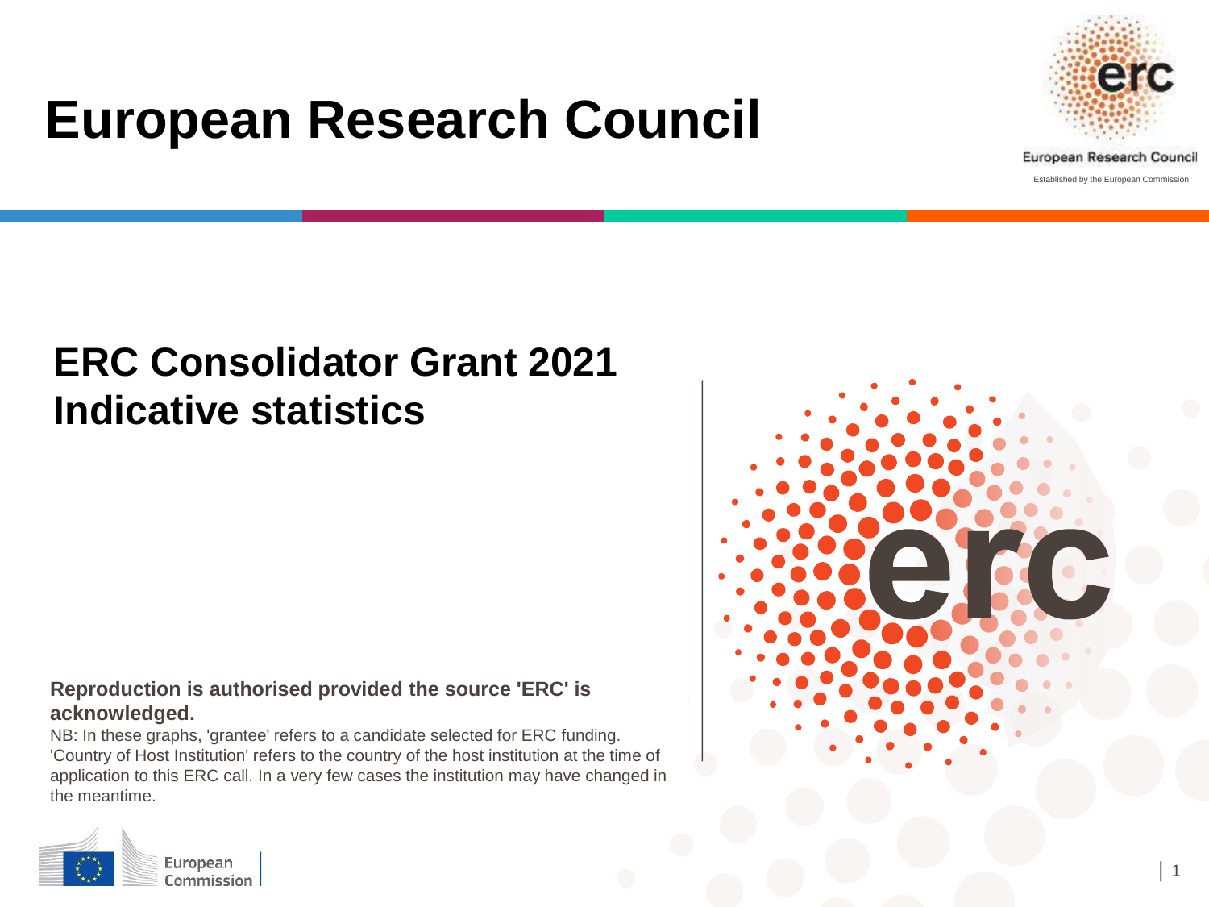# European Research Council

## ERC Consolidator Grant 2021
## Indicative statistics

**Reproduction is authorised provided the source 'ERC' is acknowledged.**

NB: In these graphs, 'grantee' refers to a candidate selected for ERC funding. 'Country of Host Institution' refers to the country of the host institution at the time of application to this ERC call. In a very few cases the institution may have changed in the meantime.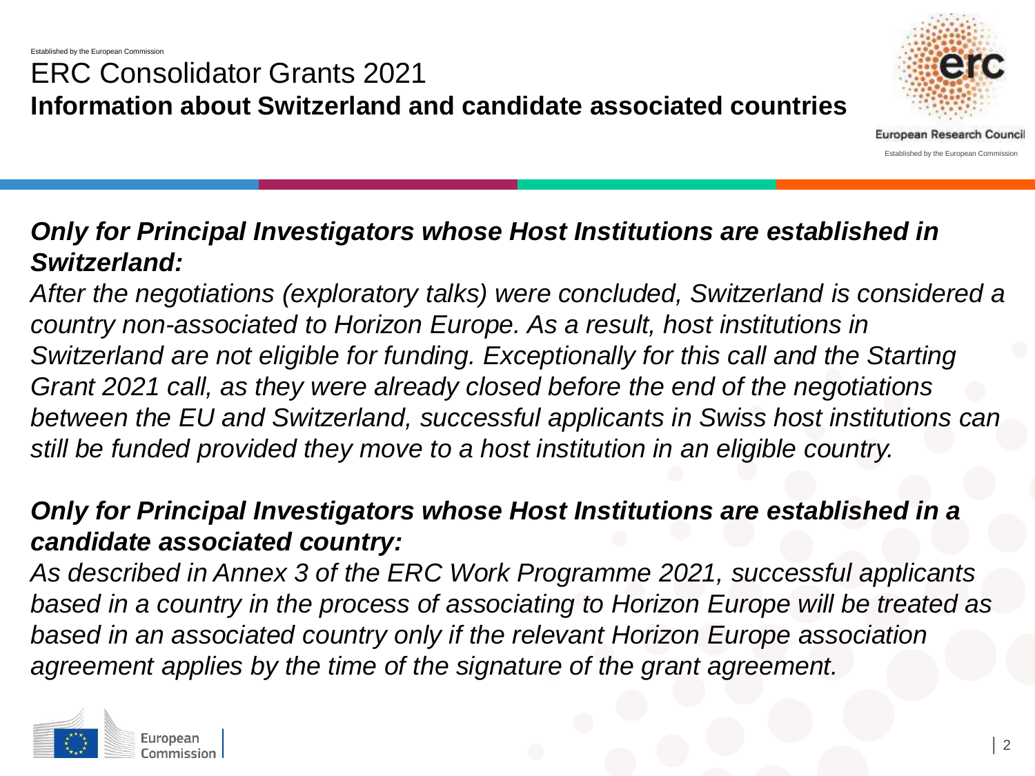# ERC Consolidator Grants 2021

## Information about Switzerland and candidate associated countries

***Only for Principal Investigators whose Host Institutions are established in Switzerland:***

*After the negotiations (exploratory talks) were concluded, Switzerland is considered a country non-associated to Horizon Europe. As a result, host institutions in Switzerland are not eligible for funding. Exceptionally for this call and the Starting Grant 2021 call, as they were already closed before the end of the negotiations between the EU and Switzerland, successful applicants in Swiss host institutions can still be funded provided they move to a host institution in an eligible country.*

***Only for Principal Investigators whose Host Institutions are established in a candidate associated country:***

*As described in Annex 3 of the ERC Work Programme 2021, successful applicants based in a country in the process of associating to Horizon Europe will be treated as based in an associated country only if the relevant Horizon Europe association agreement applies by the time of the signature of the grant agreement.*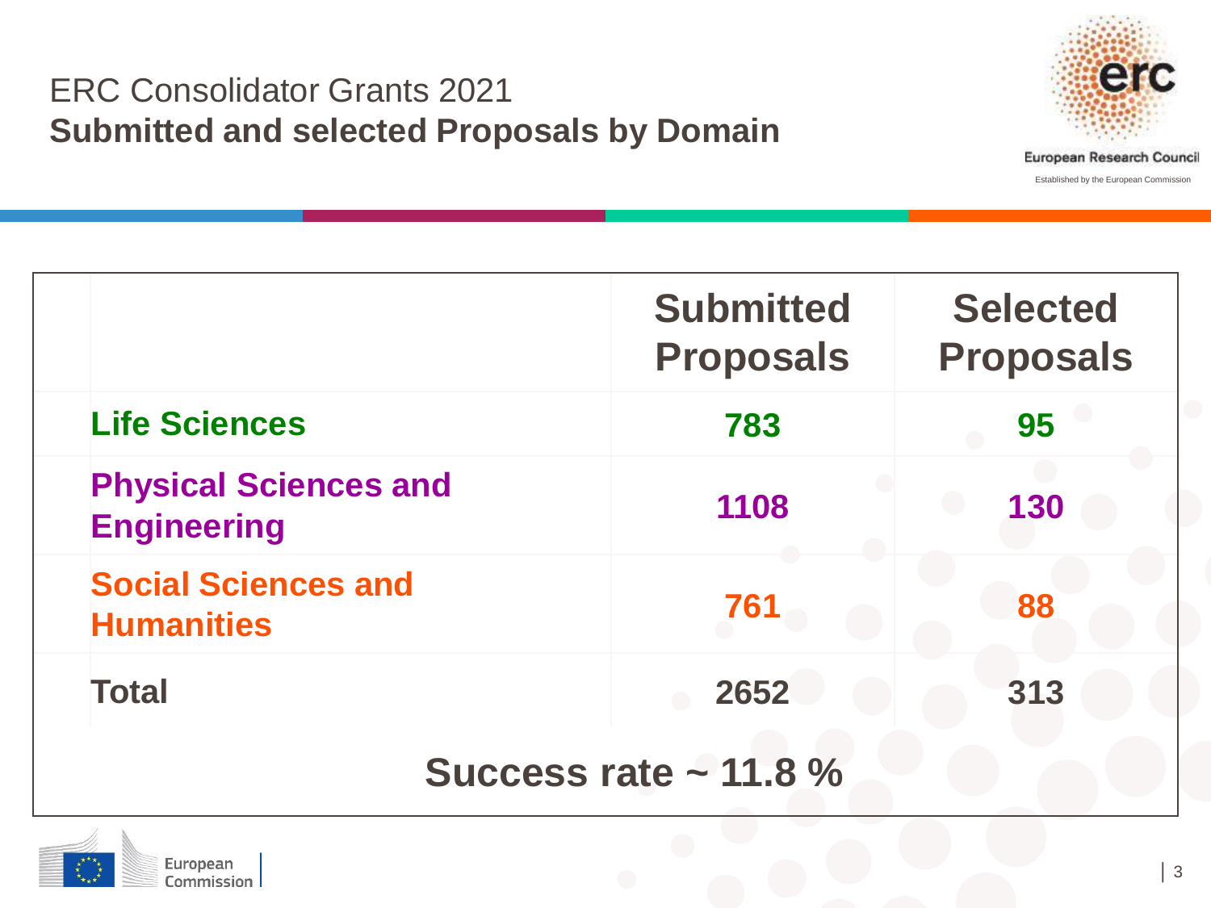# ERC Consolidator Grants 2021

## Submitted and selected Proposals by Domain

| | Submitted Proposals | Selected Proposals |
|---|---|---|
| Life Sciences | 783 | 95 |
| Physical Sciences and Engineering | 1108 | 130 |
| Social Sciences and Humanities | 761 | 88 |
| Total | 2652 | 313 |

**Success rate ~ 11.8 %**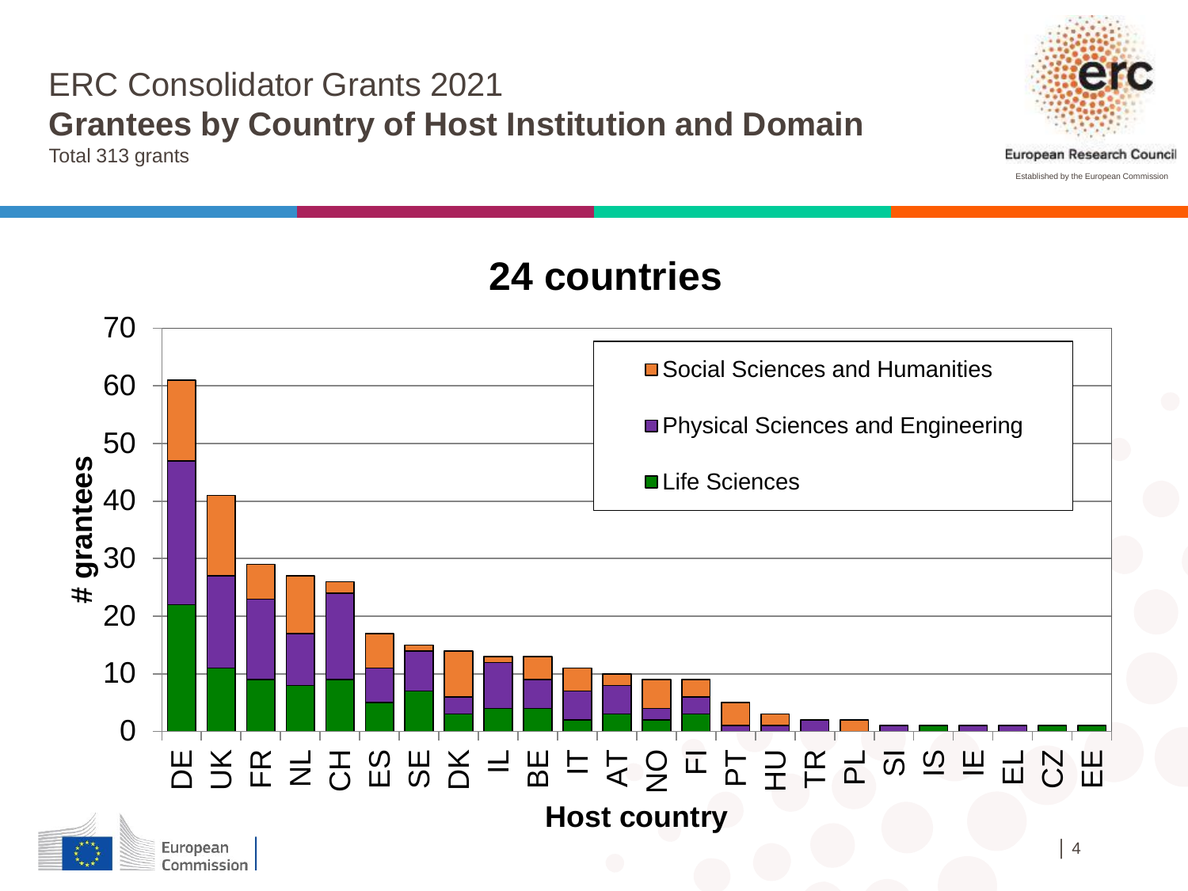ERC Consolidator Grants 2021

# Grantees by Country of Host Institution and Domain

Total 313 grants

## 24 countries

| Host country | Life Sciences | Physical Sciences and Engineering | Social Sciences and Humanities | Total |
|---|---|---|---|---|
| DE | 22 | 25 | 14 | 61 |
| UK | 11 | 16 | 14 | 41 |
| FR | 9 | 14 | 6 | 29 |
| NL | 8 | 9 | 10 | 27 |
| CH | 9 | 15 | 2 | 26 |
| ES | 5 | 6 | 6 | 17 |
| SE | 7 | 7 | 1 | 15 |
| DK | 3 | 3 | 8 | 14 |
| IL | 4 | 8 | 1 | 13 |
| BE | 4 | 5 | 4 | 13 |
| IT | 2 | 5 | 4 | 11 |
| AT | 3 | 5 | 2 | 10 |
| NO | 2 | 2 | 5 | 9 |
| FI | 3 | 3 | 3 | 9 |
| PT | 0 | 1 | 4 | 5 |
| HU | 0 | 1 | 2 | 3 |
| TR | 0 | 2 | 0 | 2 |
| PL | 0 | 0 | 2 | 2 |
| SI | 0 | 1 | 0 | 1 |
| IS | 1 | 0 | 0 | 1 |
| IE | 0 | 1 | 0 | 1 |
| EL | 0 | 1 | 0 | 1 |
| CZ | 1 | 0 | 0 | 1 |
| EE | 1 | 0 | 0 | 1 |

Y-axis: # grantees; X-axis: Host country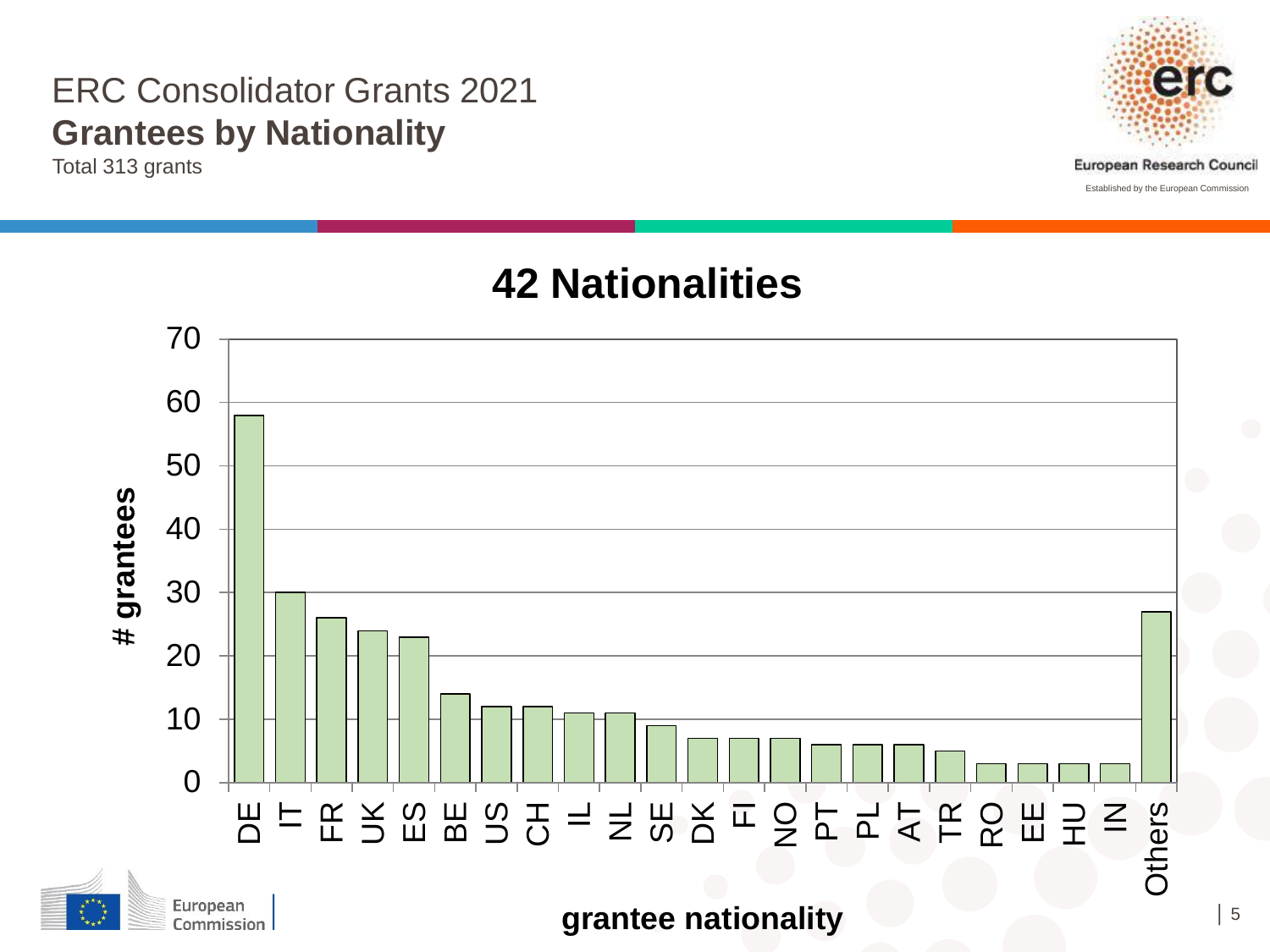# ERC Consolidator Grants 2021

## Grantees by Nationality

Total 313 grants

### 42 Nationalities

| grantee nationality | # grantees |
| --- | --- |
| DE | 58 |
| IT | 30 |
| FR | 26 |
| UK | 24 |
| ES | 23 |
| BE | 14 |
| US | 12 |
| CH | 12 |
| IL | 11 |
| NL | 11 |
| SE | 9 |
| DK | 7 |
| FI | 7 |
| NO | 7 |
| PT | 6 |
| PL | 6 |
| AT | 6 |
| TR | 5 |
| RO | 3 |
| EE | 3 |
| HU | 3 |
| IN | 3 |
| Others | 27 |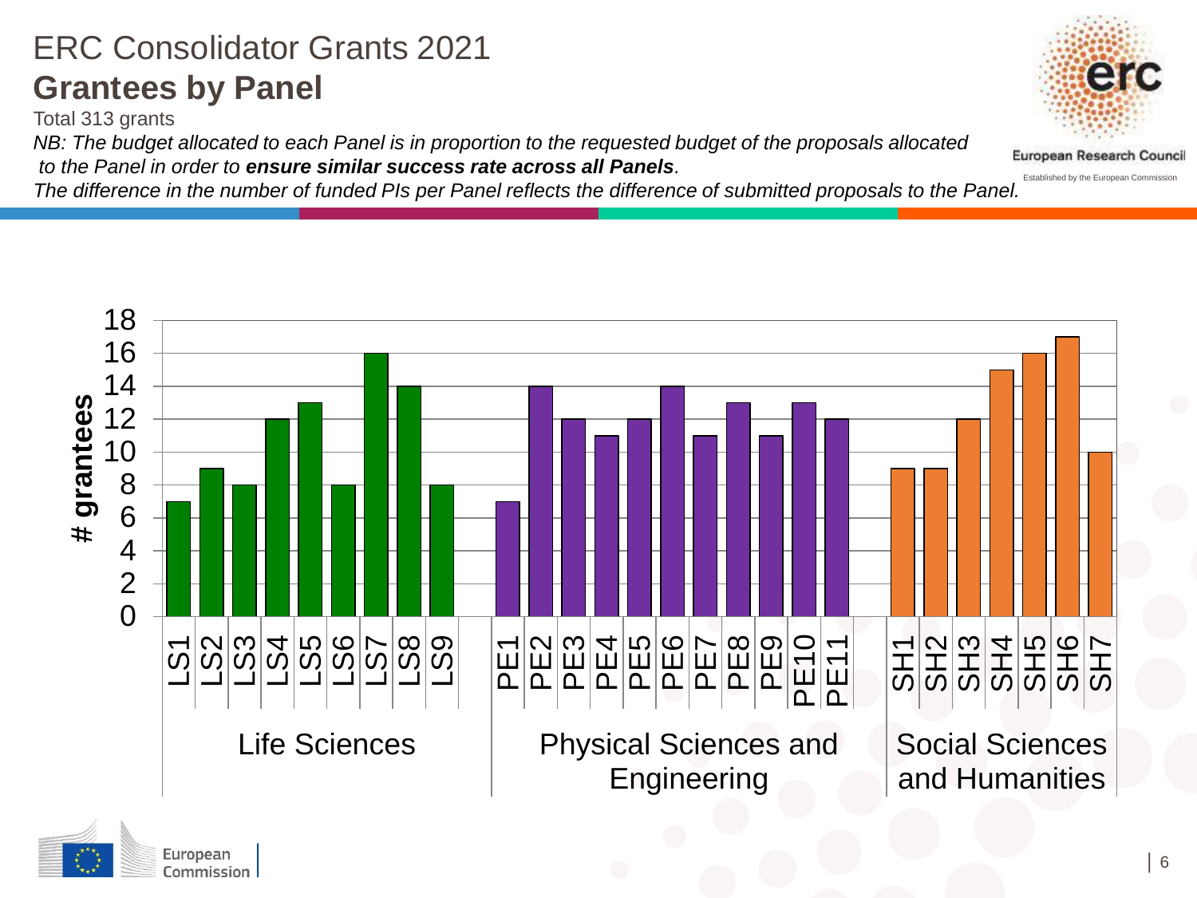# ERC Consolidator Grants 2021

## Grantees by Panel

Total 313 grants

*NB: The budget allocated to each Panel is in proportion to the requested budget of the proposals allocated to the Panel in order to* ***ensure similar success rate across all Panels****.*

*The difference in the number of funded PIs per Panel reflects the difference of submitted proposals to the Panel.*

| Domain | Panel | # grantees |
|---|---|---|
| Life Sciences | LS1 | 7 |
| | LS2 | 9 |
| | LS3 | 8 |
| | LS4 | 12 |
| | LS5 | 13 |
| | LS6 | 8 |
| | LS7 | 16 |
| | LS8 | 14 |
| | LS9 | 8 |
| Physical Sciences and Engineering | PE1 | 7 |
| | PE2 | 14 |
| | PE3 | 12 |
| | PE4 | 11 |
| | PE5 | 12 |
| | PE6 | 14 |
| | PE7 | 11 |
| | PE8 | 13 |
| | PE9 | 11 |
| | PE10 | 13 |
| | PE11 | 12 |
| Social Sciences and Humanities | SH1 | 9 |
| | SH2 | 9 |
| | SH3 | 12 |
| | SH4 | 15 |
| | SH5 | 16 |
| | SH6 | 17 |
| | SH7 | 10 |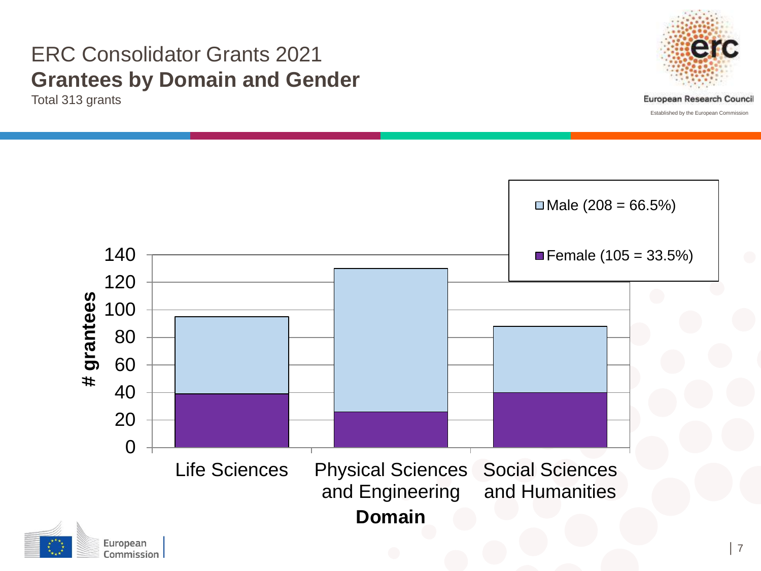# ERC Consolidator Grants 2021

## Grantees by Domain and Gender

Total 313 grants

Male (208 = 66.5%)

Female (105 = 33.5%)

# grantees

140
120
100
80
60
40
20
0

Life Sciences

Physical Sciences and Engineering

Social Sciences and Humanities

**Domain**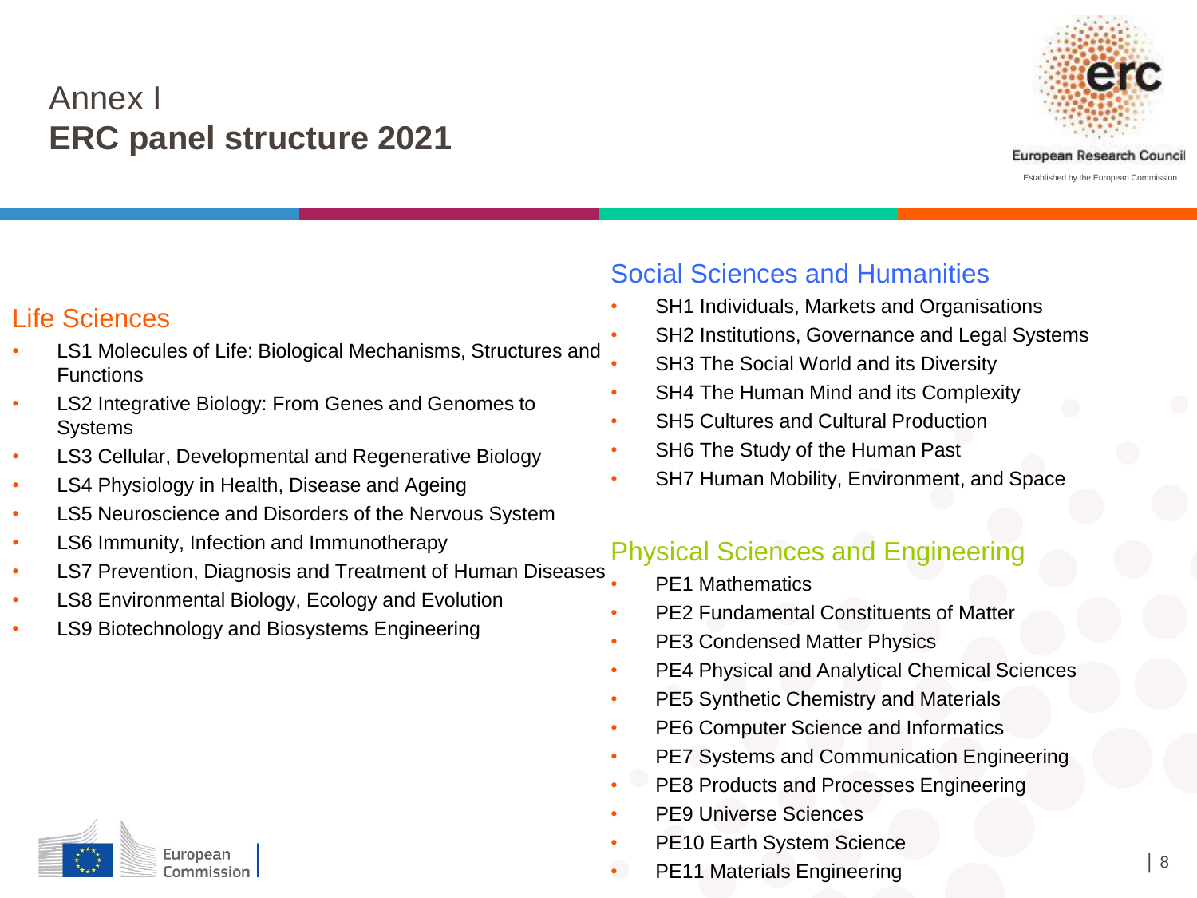# Annex I
# **ERC panel structure 2021**

## Life Sciences

- LS1 Molecules of Life: Biological Mechanisms, Structures and Functions
- LS2 Integrative Biology: From Genes and Genomes to Systems
- LS3 Cellular, Developmental and Regenerative Biology
- LS4 Physiology in Health, Disease and Ageing
- LS5 Neuroscience and Disorders of the Nervous System
- LS6 Immunity, Infection and Immunotherapy
- LS7 Prevention, Diagnosis and Treatment of Human Diseases
- LS8 Environmental Biology, Ecology and Evolution
- LS9 Biotechnology and Biosystems Engineering

## Social Sciences and Humanities

- SH1 Individuals, Markets and Organisations
- SH2 Institutions, Governance and Legal Systems
- SH3 The Social World and its Diversity
- SH4 The Human Mind and its Complexity
- SH5 Cultures and Cultural Production
- SH6 The Study of the Human Past
- SH7 Human Mobility, Environment, and Space

## Physical Sciences and Engineering

- PE1 Mathematics
- PE2 Fundamental Constituents of Matter
- PE3 Condensed Matter Physics
- PE4 Physical and Analytical Chemical Sciences
- PE5 Synthetic Chemistry and Materials
- PE6 Computer Science and Informatics
- PE7 Systems and Communication Engineering
- PE8 Products and Processes Engineering
- PE9 Universe Sciences
- PE10 Earth System Science
- PE11 Materials Engineering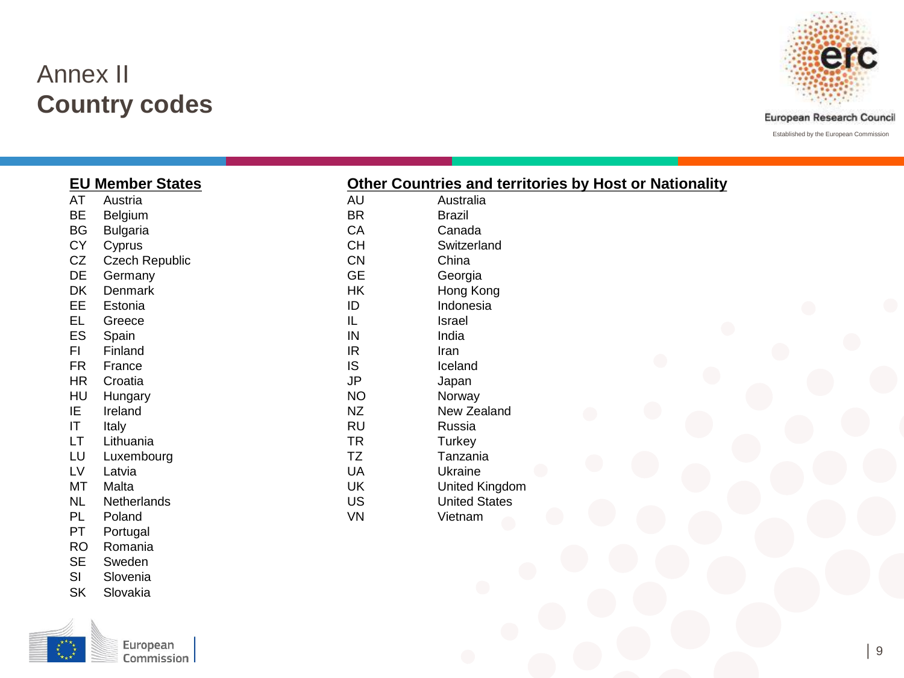# Annex II
# Country codes

| EU Member States | |
|---|---|
| AT | Austria |
| BE | Belgium |
| BG | Bulgaria |
| CY | Cyprus |
| CZ | Czech Republic |
| DE | Germany |
| DK | Denmark |
| EE | Estonia |
| EL | Greece |
| ES | Spain |
| FI | Finland |
| FR | France |
| HR | Croatia |
| HU | Hungary |
| IE | Ireland |
| IT | Italy |
| LT | Lithuania |
| LU | Luxembourg |
| LV | Latvia |
| MT | Malta |
| NL | Netherlands |
| PL | Poland |
| PT | Portugal |
| RO | Romania |
| SE | Sweden |
| SI | Slovenia |
| SK | Slovakia |

| Other Countries and territories by Host or Nationality | |
|---|---|
| AU | Australia |
| BR | Brazil |
| CA | Canada |
| CH | Switzerland |
| CN | China |
| GE | Georgia |
| HK | Hong Kong |
| ID | Indonesia |
| IL | Israel |
| IN | India |
| IR | Iran |
| IS | Iceland |
| JP | Japan |
| NO | Norway |
| NZ | New Zealand |
| RU | Russia |
| TR | Turkey |
| TZ | Tanzania |
| UA | Ukraine |
| UK | United Kingdom |
| US | United States |
| VN | Vietnam |